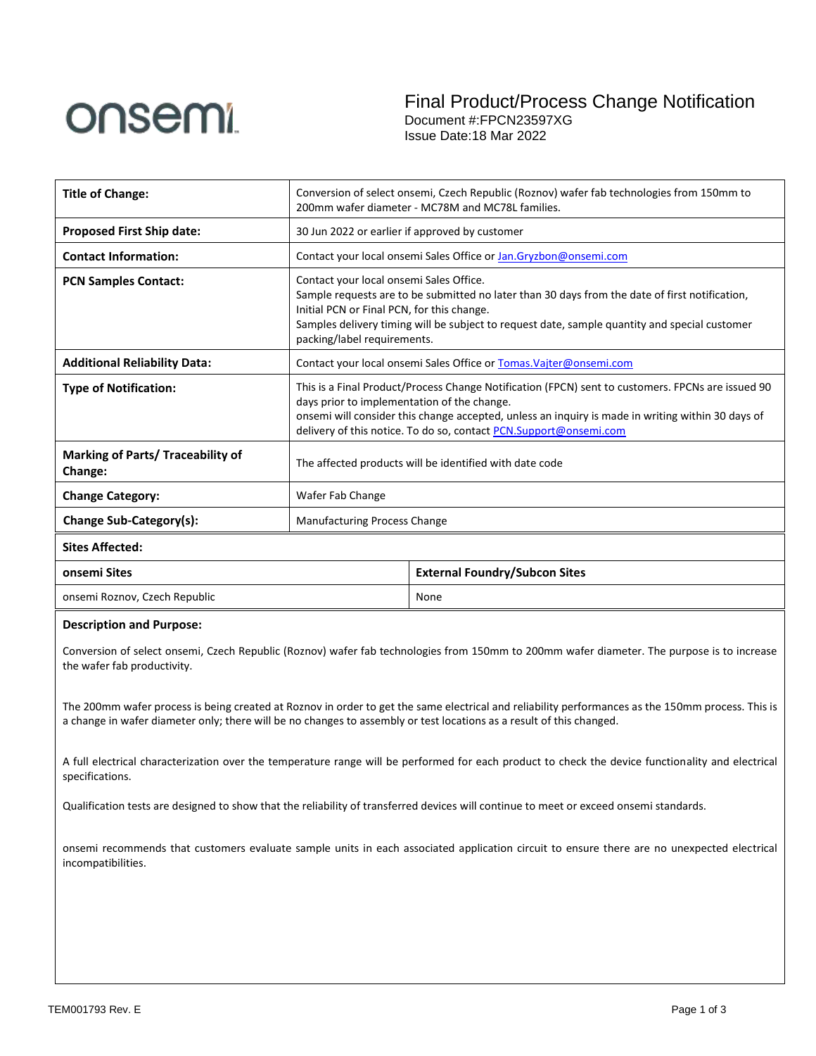onsemi

# Final Product/Process Change Notification

Document #:FPCN23597XG
Issue Date:18 Mar 2022

| | |
|---|---|
| **Title of Change:** | Conversion of select onsemi, Czech Republic (Roznov) wafer fab technologies from 150mm to 200mm wafer diameter - MC78M and MC78L families. |
| **Proposed First Ship date:** | 30 Jun 2022 or earlier if approved by customer |
| **Contact Information:** | Contact your local onsemi Sales Office or Jan.Gryzbon@onsemi.com |
| **PCN Samples Contact:** | Contact your local onsemi Sales Office. Sample requests are to be submitted no later than 30 days from the date of first notification, Initial PCN or Final PCN, for this change. Samples delivery timing will be subject to request date, sample quantity and special customer packing/label requirements. |
| **Additional Reliability Data:** | Contact your local onsemi Sales Office or Tomas.Vajter@onsemi.com |
| **Type of Notification:** | This is a Final Product/Process Change Notification (FPCN) sent to customers. FPCNs are issued 90 days prior to implementation of the change. onsemi will consider this change accepted, unless an inquiry is made in writing within 30 days of delivery of this notice. To do so, contact PCN.Support@onsemi.com |
| **Marking of Parts/ Traceability of Change:** | The affected products will be identified with date code |
| **Change Category:** | Wafer Fab Change |
| **Change Sub-Category(s):** | Manufacturing Process Change |

**Sites Affected:**

| onsemi Sites | External Foundry/Subcon Sites |
|---|---|
| onsemi Roznov, Czech Republic | None |

**Description and Purpose:**

Conversion of select onsemi, Czech Republic (Roznov) wafer fab technologies from 150mm to 200mm wafer diameter. The purpose is to increase the wafer fab productivity.

The 200mm wafer process is being created at Roznov in order to get the same electrical and reliability performances as the 150mm process. This is a change in wafer diameter only; there will be no changes to assembly or test locations as a result of this changed.

A full electrical characterization over the temperature range will be performed for each product to check the device functionality and electrical specifications.

Qualification tests are designed to show that the reliability of transferred devices will continue to meet or exceed onsemi standards.

onsemi recommends that customers evaluate sample units in each associated application circuit to ensure there are no unexpected electrical incompatibilities.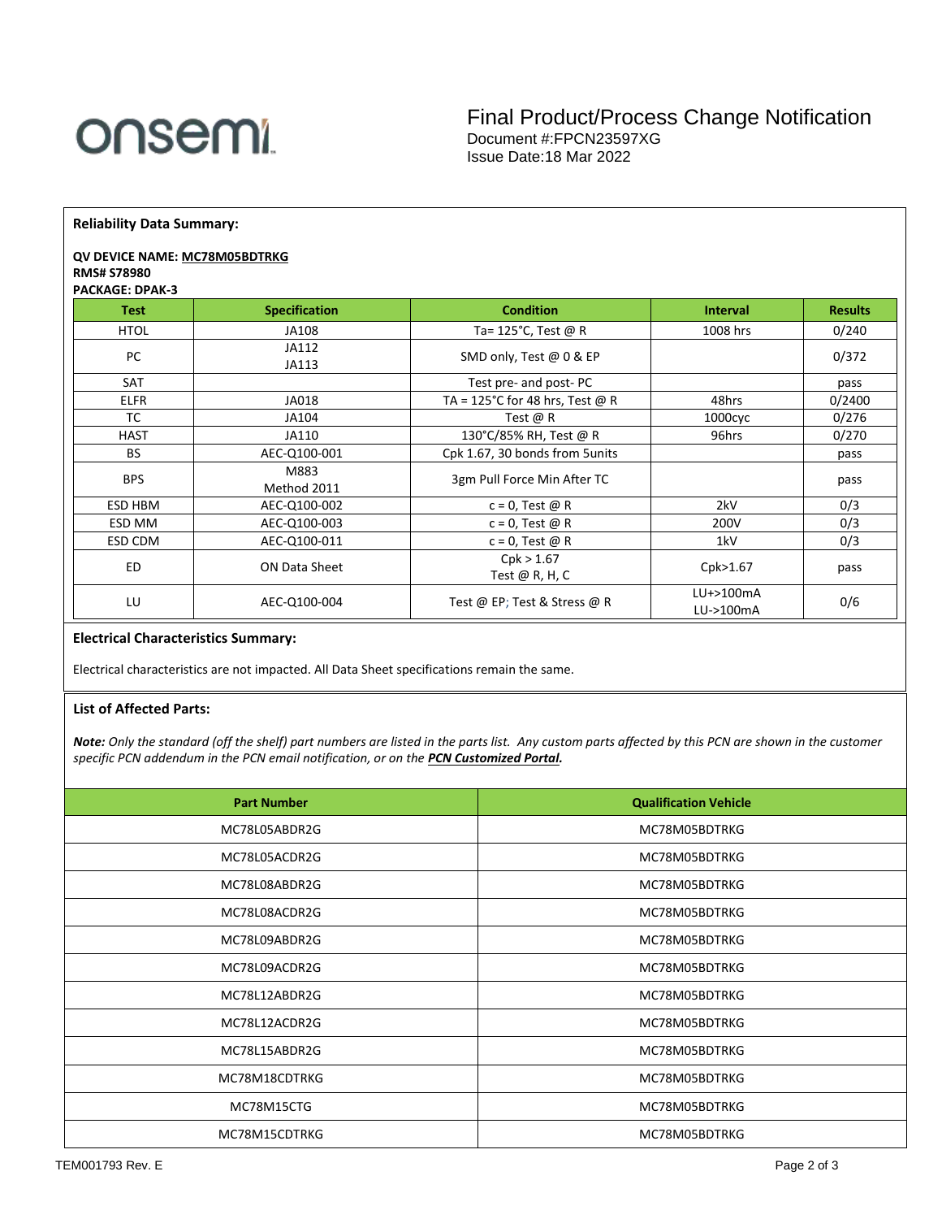# onsemi

## Final Product/Process Change Notification

Document #:FPCN23597XG
Issue Date:18 Mar 2022

### Reliability Data Summary:

**QV DEVICE NAME: MC78M05BDTRKG**
**RMS# S78980**
**PACKAGE: DPAK-3**

| Test | Specification | Condition | Interval | Results |
|---|---|---|---|---|
| HTOL | JA108 | Ta= 125°C, Test @ R | 1008 hrs | 0/240 |
| PC | JA112 JA113 | SMD only, Test @ 0 & EP | | 0/372 |
| SAT | | Test pre- and post- PC | | pass |
| ELFR | JA018 | TA = 125°C for 48 hrs, Test @ R | 48hrs | 0/2400 |
| TC | JA104 | Test @ R | 1000cyc | 0/276 |
| HAST | JA110 | 130°C/85% RH, Test @ R | 96hrs | 0/270 |
| BS | AEC-Q100-001 | Cpk 1.67, 30 bonds from 5units | | pass |
| BPS | M883 Method 2011 | 3gm Pull Force Min After TC | | pass |
| ESD HBM | AEC-Q100-002 | c = 0, Test @ R | 2kV | 0/3 |
| ESD MM | AEC-Q100-003 | c = 0, Test @ R | 200V | 0/3 |
| ESD CDM | AEC-Q100-011 | c = 0, Test @ R | 1kV | 0/3 |
| ED | ON Data Sheet | Cpk > 1.67 Test @ R, H, C | Cpk>1.67 | pass |
| LU | AEC-Q100-004 | Test @ EP; Test & Stress @ R | LU+>100mA LU->100mA | 0/6 |

### Electrical Characteristics Summary:

Electrical characteristics are not impacted. All Data Sheet specifications remain the same.

### List of Affected Parts:

***Note:** Only the standard (off the shelf) part numbers are listed in the parts list. Any custom parts affected by this PCN are shown in the customer specific PCN addendum in the PCN email notification, or on the **PCN Customized Portal.***

| Part Number | Qualification Vehicle |
|---|---|
| MC78L05ABDR2G | MC78M05BDTRKG |
| MC78L05ACDR2G | MC78M05BDTRKG |
| MC78L08ABDR2G | MC78M05BDTRKG |
| MC78L08ACDR2G | MC78M05BDTRKG |
| MC78L09ABDR2G | MC78M05BDTRKG |
| MC78L09ACDR2G | MC78M05BDTRKG |
| MC78L12ABDR2G | MC78M05BDTRKG |
| MC78L12ACDR2G | MC78M05BDTRKG |
| MC78L15ABDR2G | MC78M05BDTRKG |
| MC78M18CDTRKG | MC78M05BDTRKG |
| MC78M15CTG | MC78M05BDTRKG |
| MC78M15CDTRKG | MC78M05BDTRKG |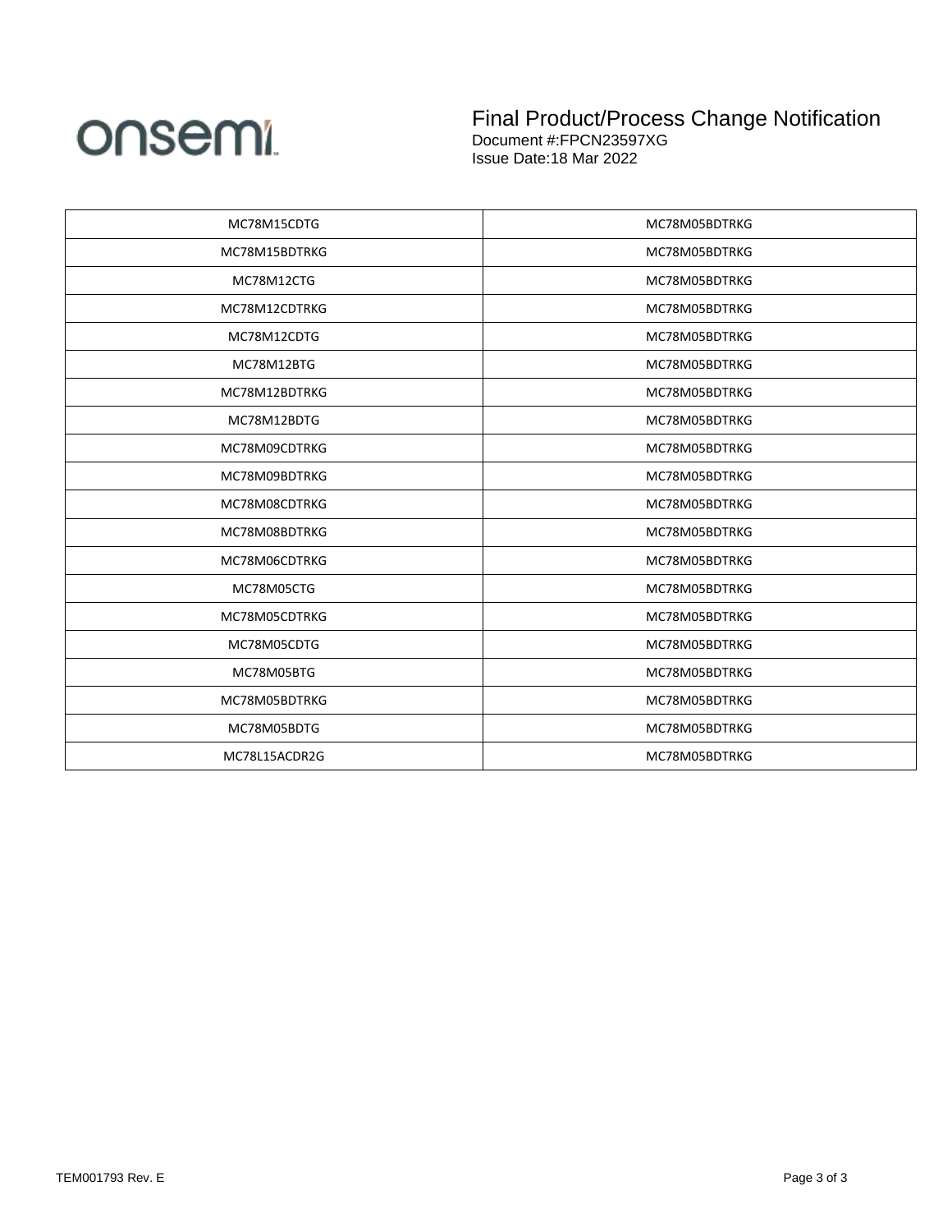| | |
|---|---|
| MC78M15CDTG | MC78M05BDTRKG |
| MC78M15BDTRKG | MC78M05BDTRKG |
| MC78M12CTG | MC78M05BDTRKG |
| MC78M12CDTRKG | MC78M05BDTRKG |
| MC78M12CDTG | MC78M05BDTRKG |
| MC78M12BTG | MC78M05BDTRKG |
| MC78M12BDTRKG | MC78M05BDTRKG |
| MC78M12BDTG | MC78M05BDTRKG |
| MC78M09CDTRKG | MC78M05BDTRKG |
| MC78M09BDTRKG | MC78M05BDTRKG |
| MC78M08CDTRKG | MC78M05BDTRKG |
| MC78M08BDTRKG | MC78M05BDTRKG |
| MC78M06CDTRKG | MC78M05BDTRKG |
| MC78M05CTG | MC78M05BDTRKG |
| MC78M05CDTRKG | MC78M05BDTRKG |
| MC78M05CDTG | MC78M05BDTRKG |
| MC78M05BTG | MC78M05BDTRKG |
| MC78M05BDTRKG | MC78M05BDTRKG |
| MC78M05BDTG | MC78M05BDTRKG |
| MC78L15ACDR2G | MC78M05BDTRKG |